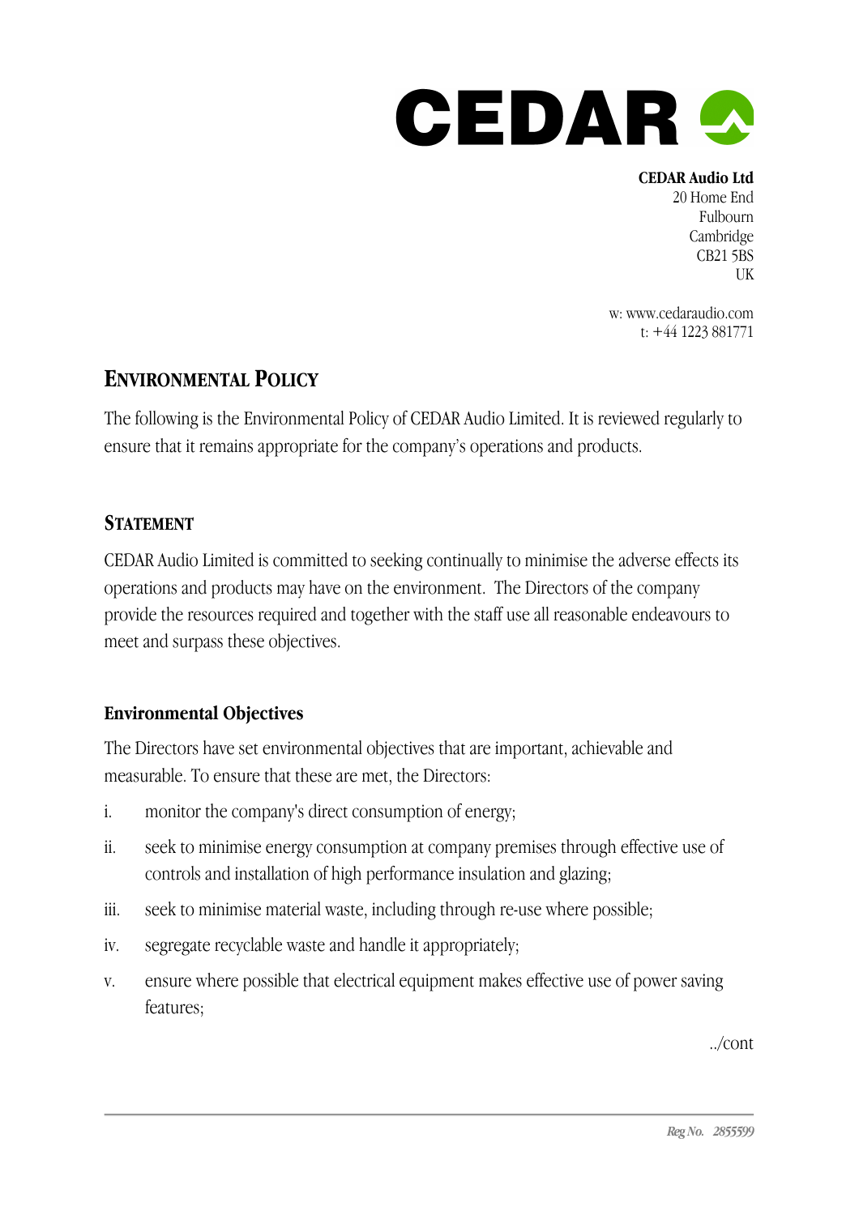**CEDAR Audio Ltd**
20 Home End
Fulbourn
Cambridge
CB21 5BS
UK

w: www.cedaraudio.com
t: +44 1223 881771

## ENVIRONMENTAL POLICY

The following is the Environmental Policy of CEDAR Audio Limited. It is reviewed regularly to ensure that it remains appropriate for the company's operations and products.

### STATEMENT

CEDAR Audio Limited is committed to seeking continually to minimise the adverse effects its operations and products may have on the environment. The Directors of the company provide the resources required and together with the staff use all reasonable endeavours to meet and surpass these objectives.

### Environmental Objectives

The Directors have set environmental objectives that are important, achievable and measurable. To ensure that these are met, the Directors:

i. monitor the company's direct consumption of energy;

ii. seek to minimise energy consumption at company premises through effective use of controls and installation of high performance insulation and glazing;

iii. seek to minimise material waste, including through re-use where possible;

iv. segregate recyclable waste and handle it appropriately;

v. ensure where possible that electrical equipment makes effective use of power saving features;

../cont

*Reg No. 2855599*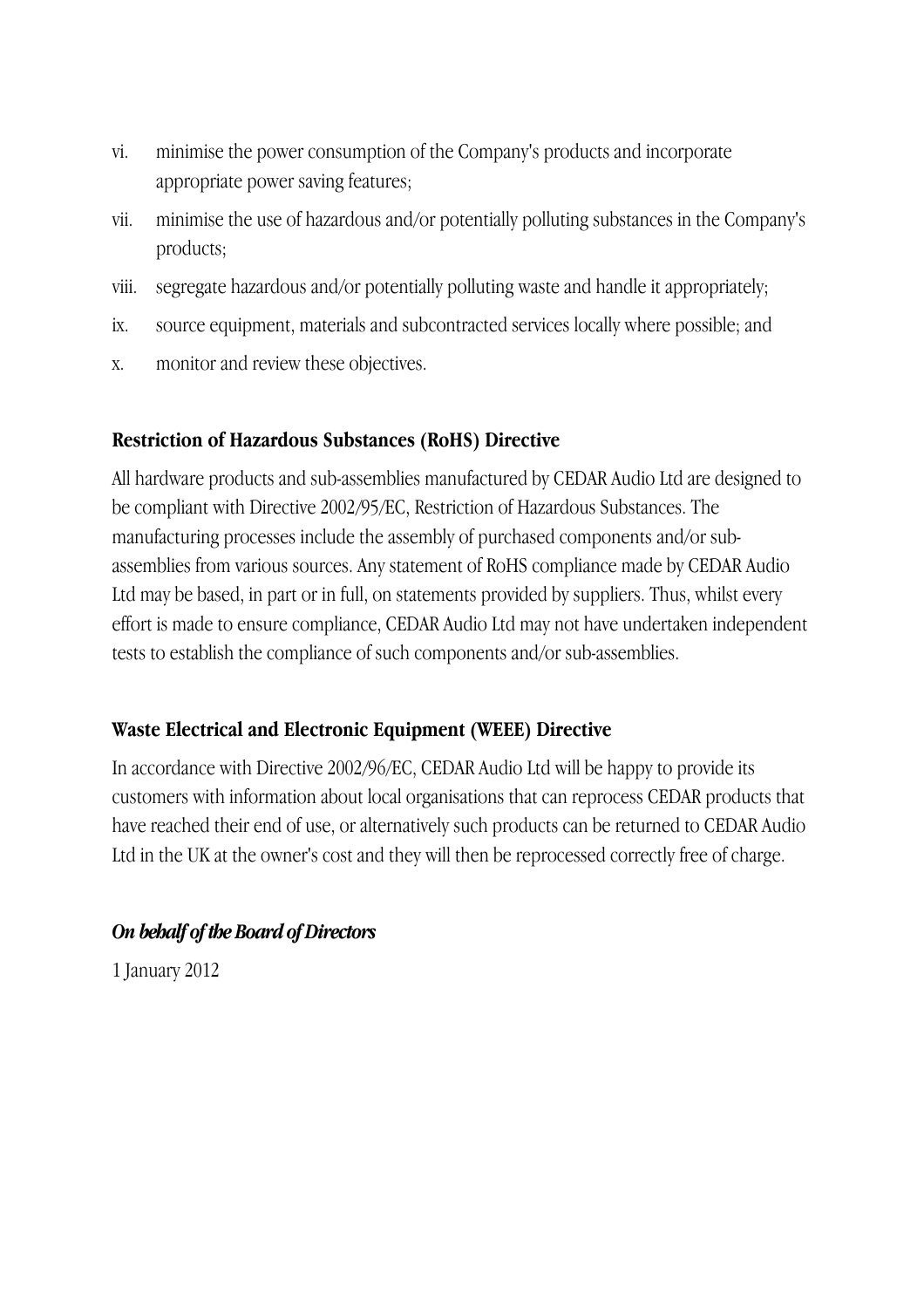vi. minimise the power consumption of the Company's products and incorporate appropriate power saving features;

vii. minimise the use of hazardous and/or potentially polluting substances in the Company's products;

viii. segregate hazardous and/or potentially polluting waste and handle it appropriately;

ix. source equipment, materials and subcontracted services locally where possible; and

x. monitor and review these objectives.

## Restriction of Hazardous Substances (RoHS) Directive

All hardware products and sub-assemblies manufactured by CEDAR Audio Ltd are designed to be compliant with Directive 2002/95/EC, Restriction of Hazardous Substances. The manufacturing processes include the assembly of purchased components and/or sub-assemblies from various sources. Any statement of RoHS compliance made by CEDAR Audio Ltd may be based, in part or in full, on statements provided by suppliers. Thus, whilst every effort is made to ensure compliance, CEDAR Audio Ltd may not have undertaken independent tests to establish the compliance of such components and/or sub-assemblies.

## Waste Electrical and Electronic Equipment (WEEE) Directive

In accordance with Directive 2002/96/EC, CEDAR Audio Ltd will be happy to provide its customers with information about local organisations that can reprocess CEDAR products that have reached their end of use, or alternatively such products can be returned to CEDAR Audio Ltd in the UK at the owner's cost and they will then be reprocessed correctly free of charge.

***On behalf of the Board of Directors***

1 January 2012